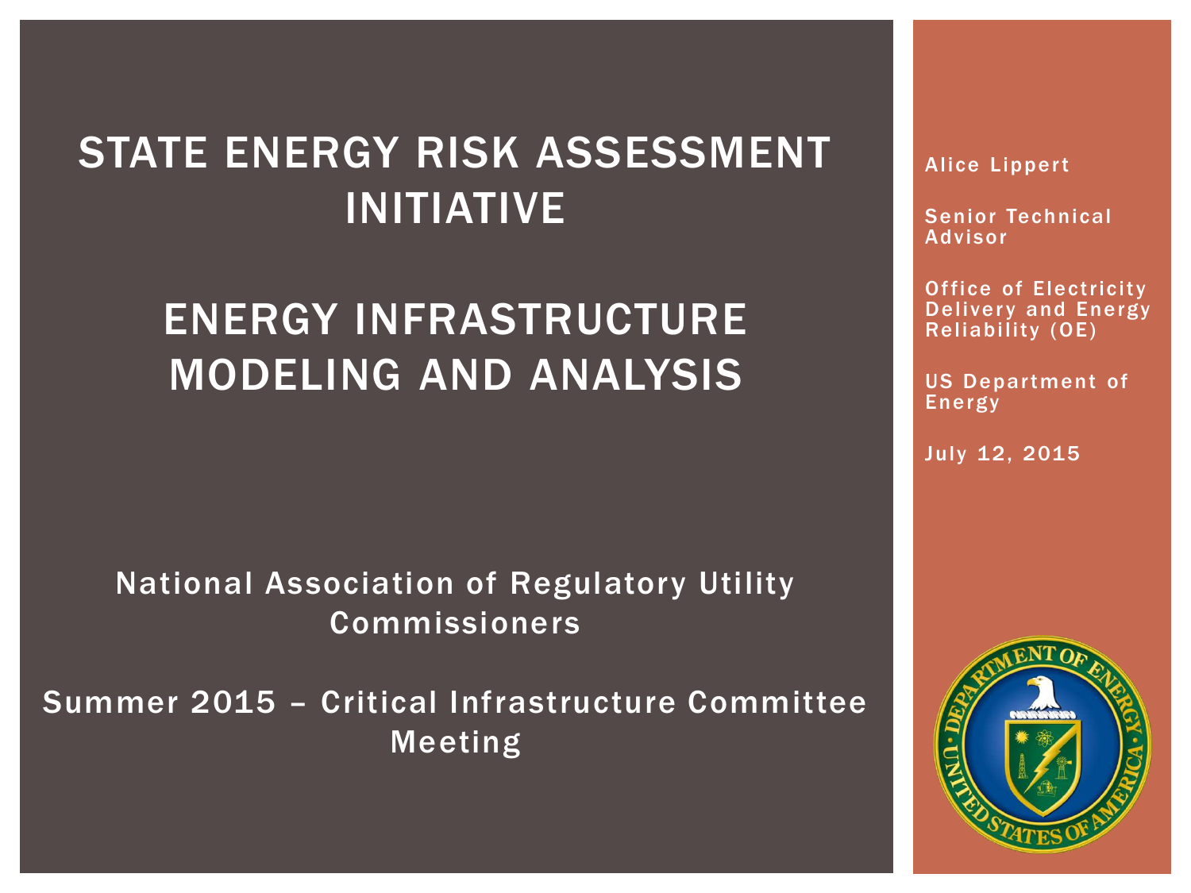# STATE ENERGY RISK ASSESSMENT INITIATIVE

# ENERGY INFRASTRUCTURE MODELING AND ANALYSIS

National Association of Regulatory Utility Commissioners

Summer 2015 – Critical Infrastructure Committee Meeting

Alice Lippert

Senior Technical Advisor

Office of Electricity Delivery and Energy Reliability (OE)

US Department of Energy

July 12, 2015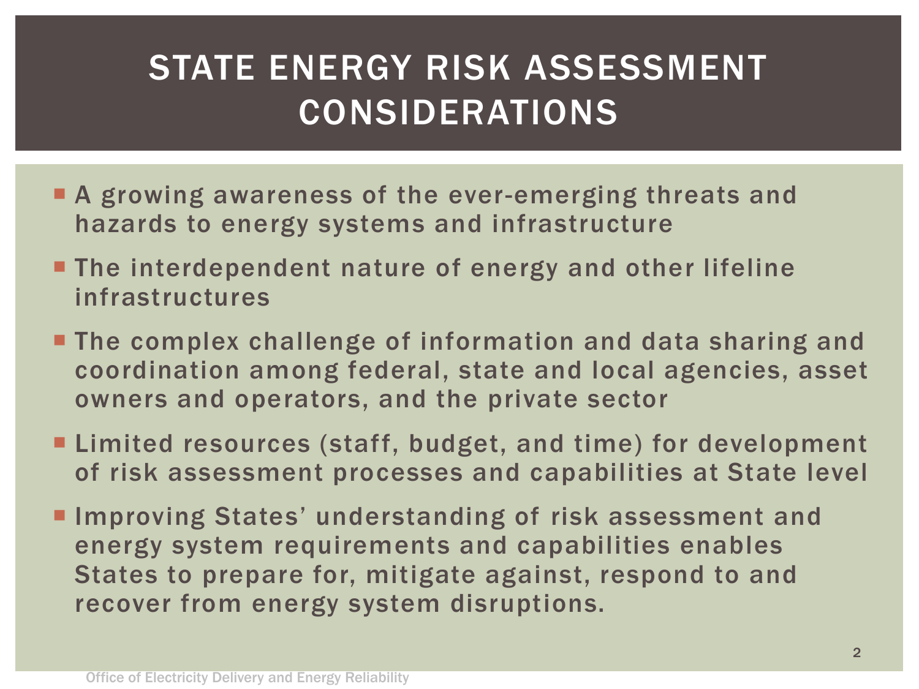# STATE ENERGY RISK ASSESSMENT CONSIDERATIONS

- A growing awareness of the ever-emerging threats and hazards to energy systems and infrastructure
- The interdependent nature of energy and other lifeline infrastructures
- The complex challenge of information and data sharing and coordination among federal, state and local agencies, asset owners and operators, and the private sector
- Limited resources (staff, budget, and time) for development of risk assessment processes and capabilities at State level
- Improving States' understanding of risk assessment and energy system requirements and capabilities enables States to prepare for, mitigate against, respond to and recover from energy system disruptions.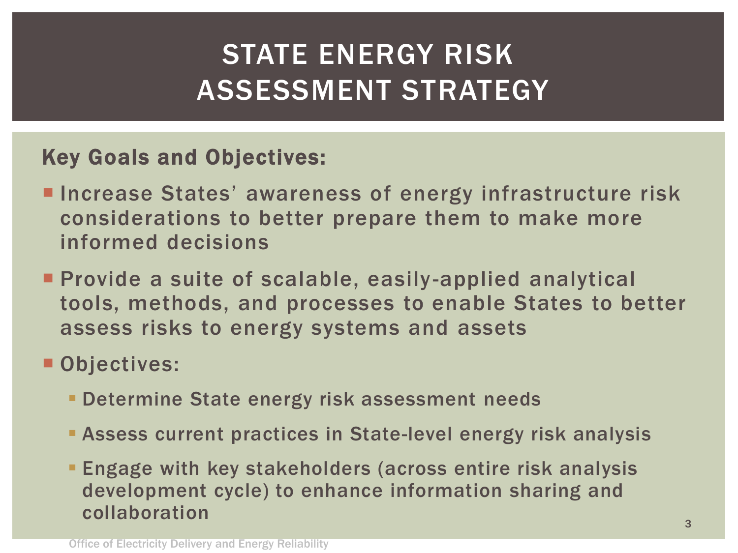# STATE ENERGY RISK ASSESSMENT STRATEGY

**Key Goals and Objectives:**

- Increase States' awareness of energy infrastructure risk considerations to better prepare them to make more informed decisions
- Provide a suite of scalable, easily-applied analytical tools, methods, and processes to enable States to better assess risks to energy systems and assets
- Objectives:
  - Determine State energy risk assessment needs
  - Assess current practices in State-level energy risk analysis
  - Engage with key stakeholders (across entire risk analysis development cycle) to enhance information sharing and collaboration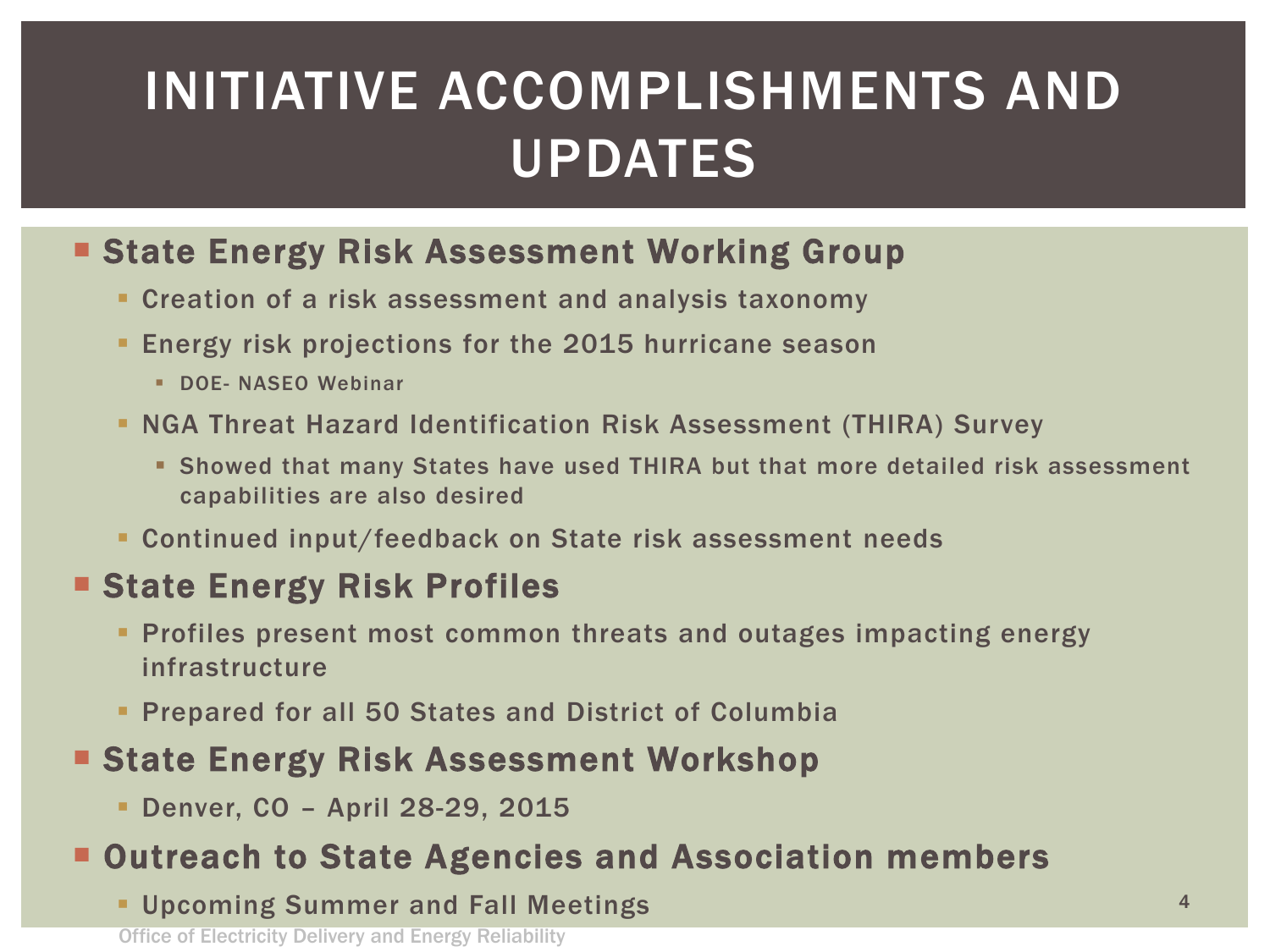# INITIATIVE ACCOMPLISHMENTS AND UPDATES

- **State Energy Risk Assessment Working Group**
  - Creation of a risk assessment and analysis taxonomy
  - Energy risk projections for the 2015 hurricane season
    - DOE- NASEO Webinar
  - NGA Threat Hazard Identification Risk Assessment (THIRA) Survey
    - Showed that many States have used THIRA but that more detailed risk assessment capabilities are also desired
  - Continued input/feedback on State risk assessment needs
- **State Energy Risk Profiles**
  - Profiles present most common threats and outages impacting energy infrastructure
  - Prepared for all 50 States and District of Columbia
- **State Energy Risk Assessment Workshop**
  - Denver, CO – April 28-29, 2015
- **Outreach to State Agencies and Association members**
  - Upcoming Summer and Fall Meetings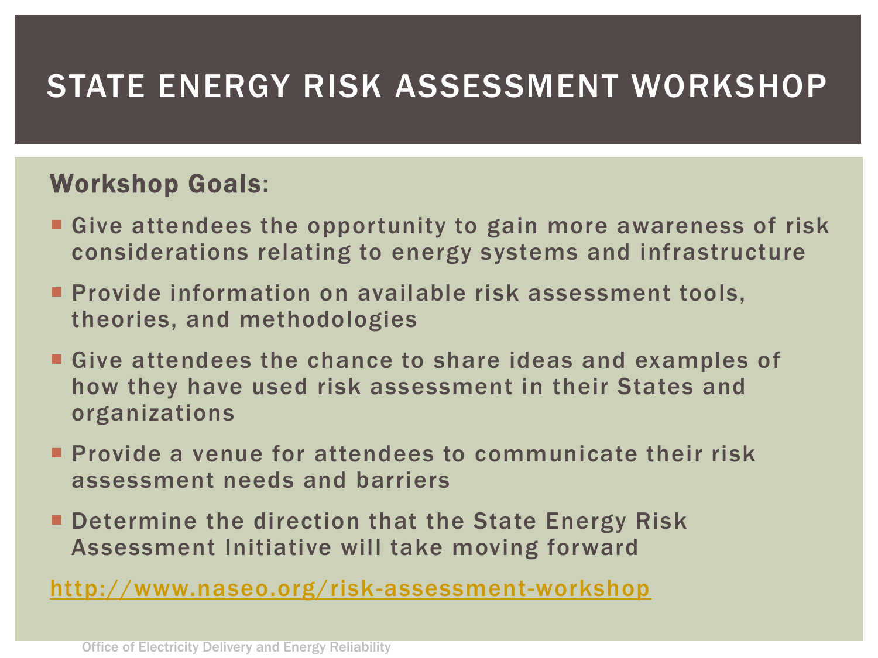# STATE ENERGY RISK ASSESSMENT WORKSHOP

**Workshop Goals**:

- Give attendees the opportunity to gain more awareness of risk considerations relating to energy systems and infrastructure
- Provide information on available risk assessment tools, theories, and methodologies
- Give attendees the chance to share ideas and examples of how they have used risk assessment in their States and organizations
- Provide a venue for attendees to communicate their risk assessment needs and barriers
- Determine the direction that the State Energy Risk Assessment Initiative will take moving forward

http://www.naseo.org/risk-assessment-workshop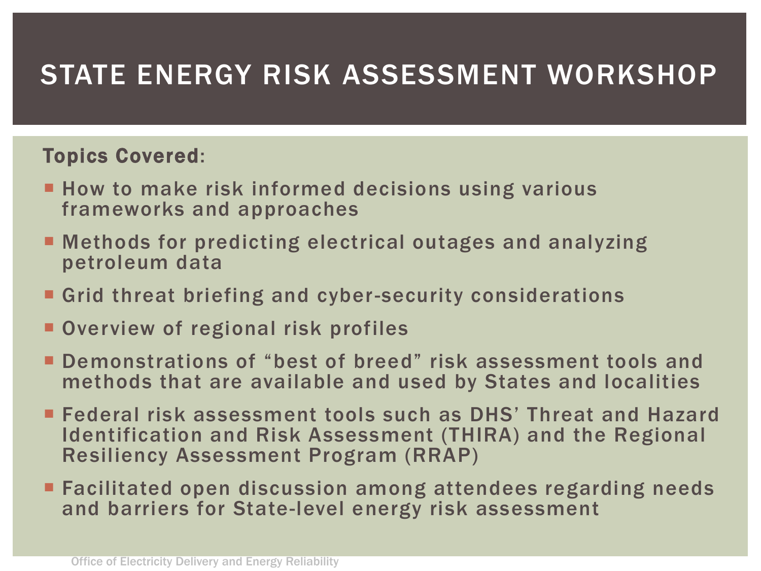# STATE ENERGY RISK ASSESSMENT WORKSHOP

**Topics Covered**:

- How to make risk informed decisions using various frameworks and approaches
- Methods for predicting electrical outages and analyzing petroleum data
- Grid threat briefing and cyber-security considerations
- Overview of regional risk profiles
- Demonstrations of “best of breed” risk assessment tools and methods that are available and used by States and localities
- Federal risk assessment tools such as DHS’ Threat and Hazard Identification and Risk Assessment (THIRA) and the Regional Resiliency Assessment Program (RRAP)
- Facilitated open discussion among attendees regarding needs and barriers for State-level energy risk assessment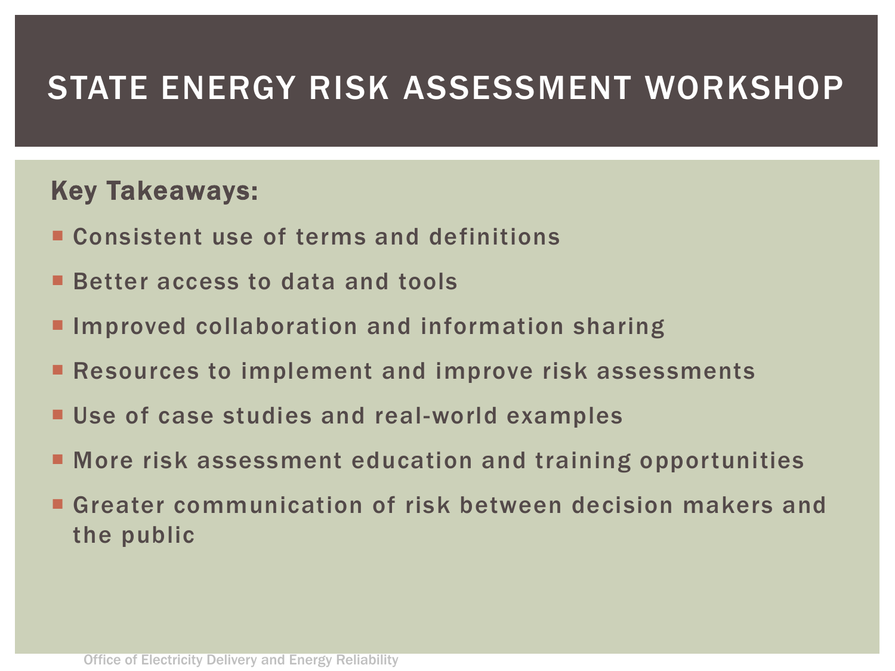# STATE ENERGY RISK ASSESSMENT WORKSHOP

**Key Takeaways:**

- Consistent use of terms and definitions
- Better access to data and tools
- Improved collaboration and information sharing
- Resources to implement and improve risk assessments
- Use of case studies and real-world examples
- More risk assessment education and training opportunities
- Greater communication of risk between decision makers and the public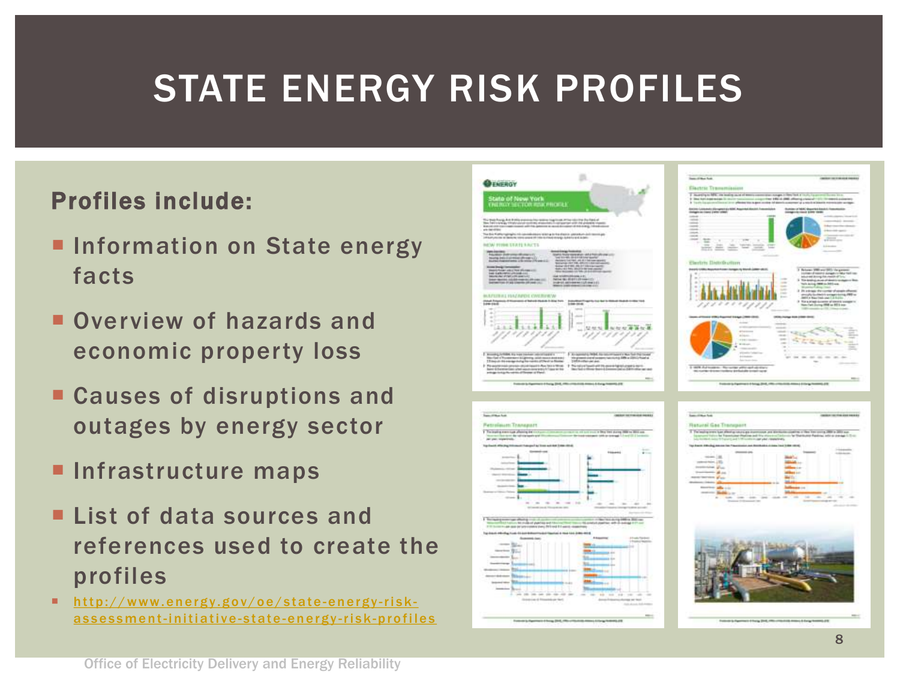# STATE ENERGY RISK PROFILES

**Profiles include:**

- Information on State energy facts
- Overview of hazards and economic property loss
- Causes of disruptions and outages by energy sector
- Infrastructure maps
- List of data sources and references used to create the profiles
- http://www.energy.gov/oe/state-energy-risk-assessment-initiative-state-energy-risk-profiles

Office of Electricity Delivery and Energy Reliability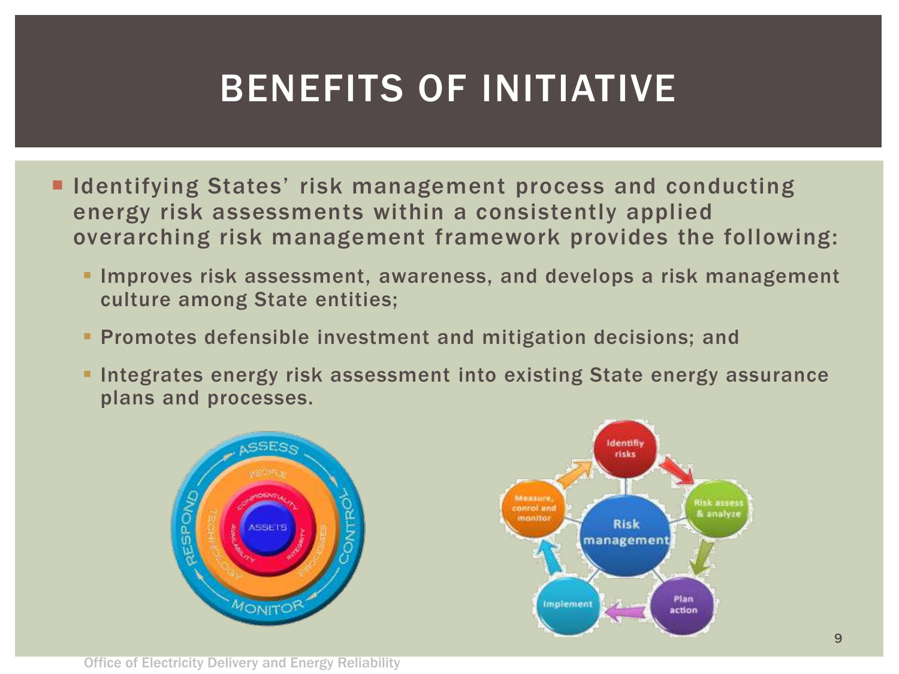# BENEFITS OF INITIATIVE

- Identifying States' risk management process and conducting energy risk assessments within a consistently applied overarching risk management framework provides the following:
  - Improves risk assessment, awareness, and develops a risk management culture among State entities;
  - Promotes defensible investment and mitigation decisions; and
  - Integrates energy risk assessment into existing State energy assurance plans and processes.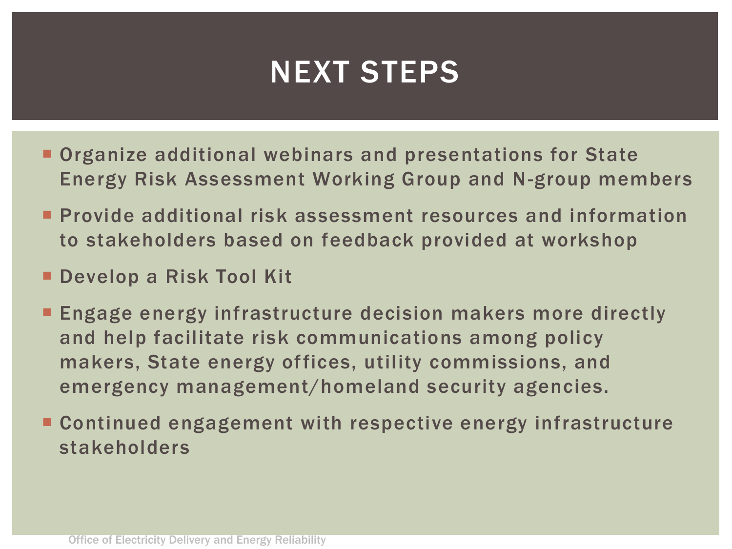# NEXT STEPS

- Organize additional webinars and presentations for State Energy Risk Assessment Working Group and N-group members
- Provide additional risk assessment resources and information to stakeholders based on feedback provided at workshop
- Develop a Risk Tool Kit
- Engage energy infrastructure decision makers more directly and help facilitate risk communications among policy makers, State energy offices, utility commissions, and emergency management/homeland security agencies.
- Continued engagement with respective energy infrastructure stakeholders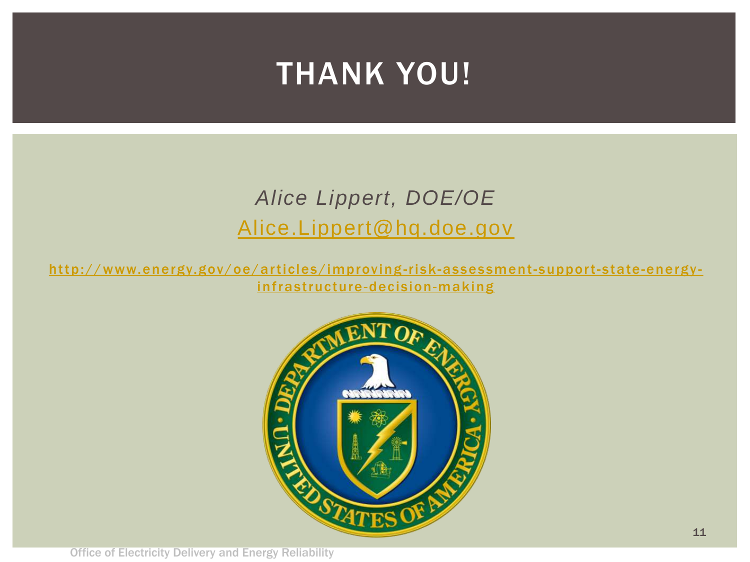# THANK YOU!

*Alice Lippert, DOE/OE*

Alice.Lippert@hq.doe.gov

http://www.energy.gov/oe/articles/improving-risk-assessment-support-state-energy-infrastructure-decision-making